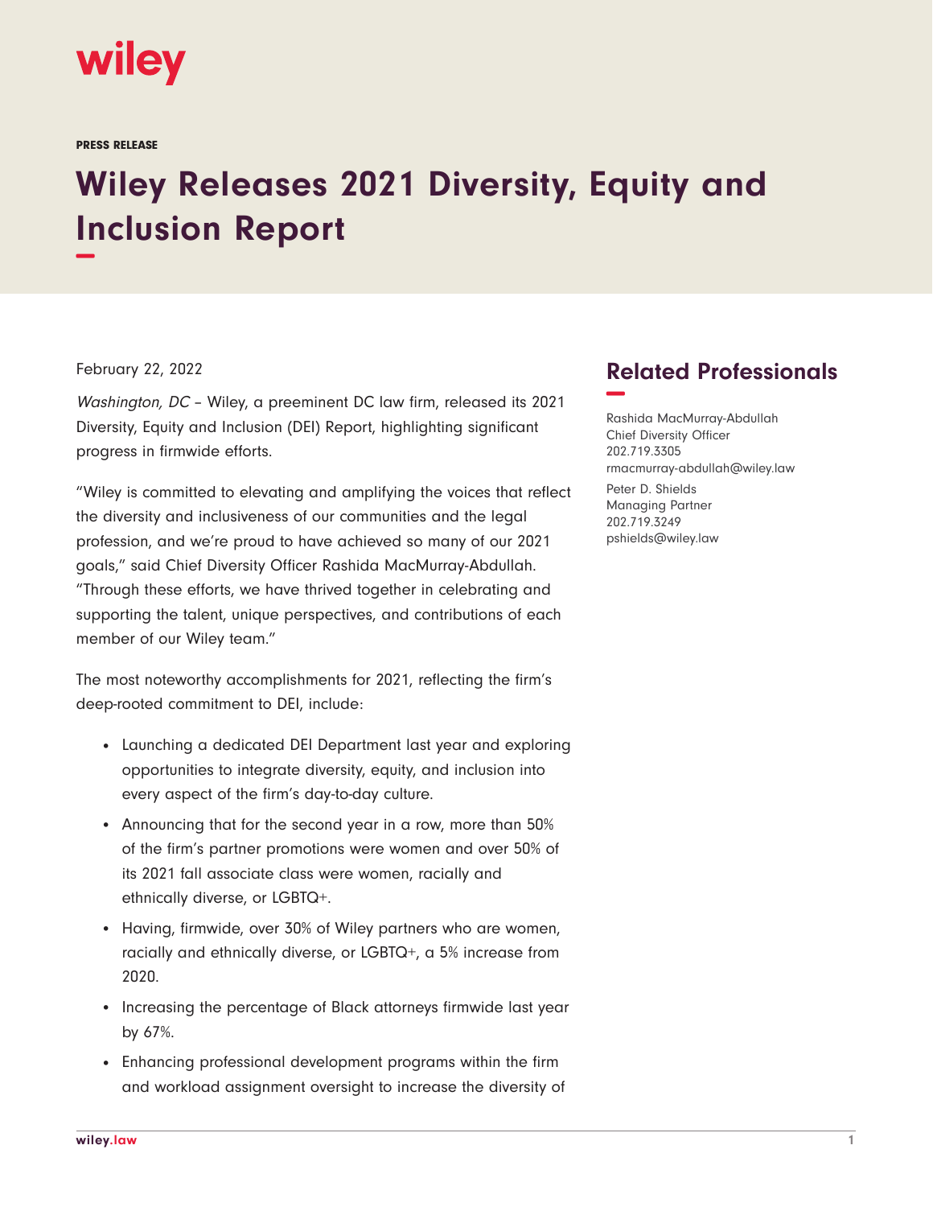wiley

PRESS RELEASE

# Wiley Releases 2021 Diversity, Equity and Inclusion Report

February 22, 2022

*Washington, DC* – Wiley, a preeminent DC law firm, released its 2021 Diversity, Equity and Inclusion (DEI) Report, highlighting significant progress in firmwide efforts.

"Wiley is committed to elevating and amplifying the voices that reflect the diversity and inclusiveness of our communities and the legal profession, and we're proud to have achieved so many of our 2021 goals," said Chief Diversity Officer Rashida MacMurray-Abdullah. "Through these efforts, we have thrived together in celebrating and supporting the talent, unique perspectives, and contributions of each member of our Wiley team."

The most noteworthy accomplishments for 2021, reflecting the firm's deep-rooted commitment to DEI, include:

- Launching a dedicated DEI Department last year and exploring opportunities to integrate diversity, equity, and inclusion into every aspect of the firm's day-to-day culture.
- Announcing that for the second year in a row, more than 50% of the firm's partner promotions were women and over 50% of its 2021 fall associate class were women, racially and ethnically diverse, or LGBTQ+.
- Having, firmwide, over 30% of Wiley partners who are women, racially and ethnically diverse, or LGBTQ+, a 5% increase from 2020.
- Increasing the percentage of Black attorneys firmwide last year by 67%.
- Enhancing professional development programs within the firm and workload assignment oversight to increase the diversity of

## Related Professionals

Rashida MacMurray-Abdullah
Chief Diversity Officer
202.719.3305
rmacmurray-abdullah@wiley.law

Peter D. Shields
Managing Partner
202.719.3249
pshields@wiley.law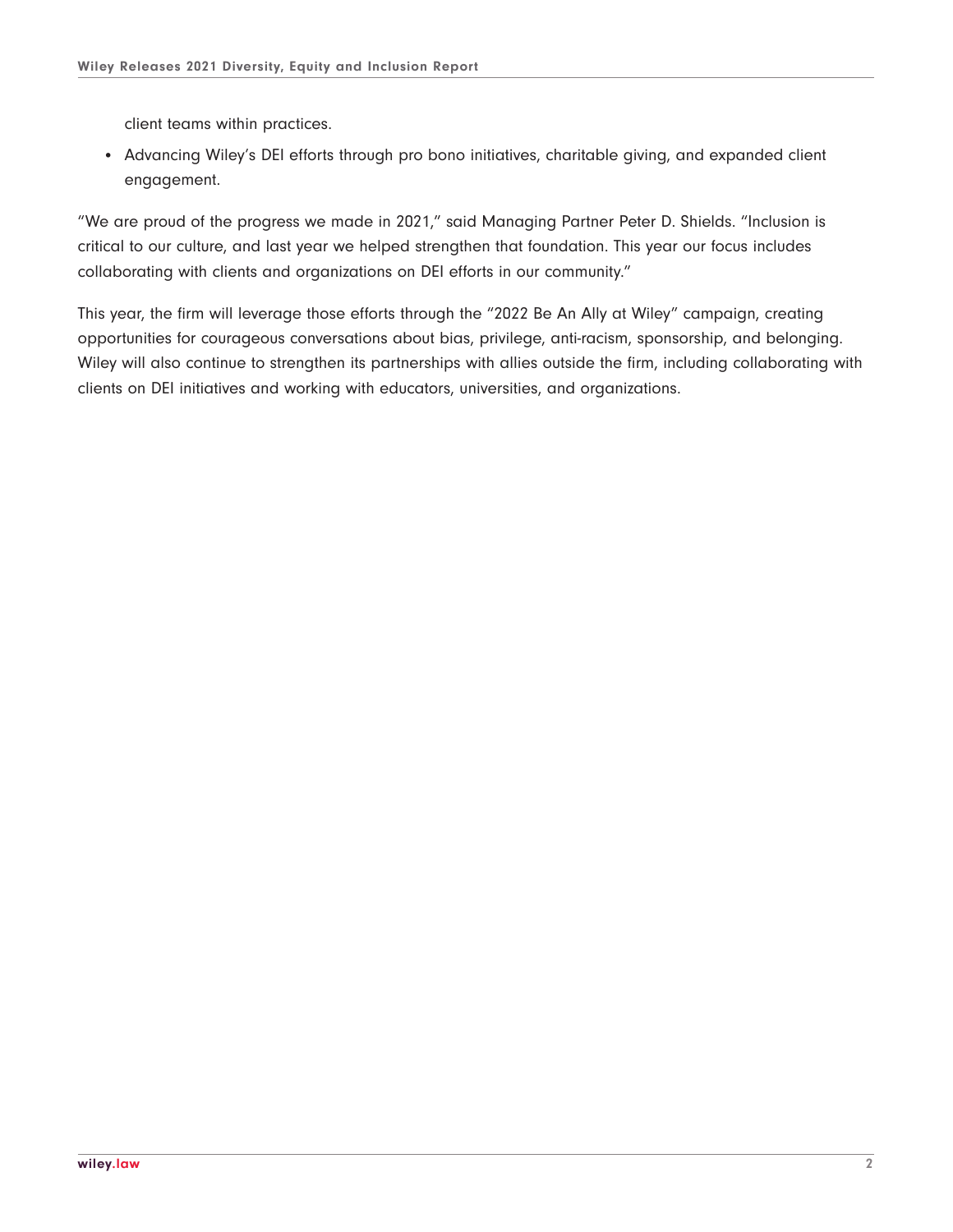client teams within practices.

- Advancing Wiley's DEI efforts through pro bono initiatives, charitable giving, and expanded client engagement.

"We are proud of the progress we made in 2021," said Managing Partner Peter D. Shields. "Inclusion is critical to our culture, and last year we helped strengthen that foundation. This year our focus includes collaborating with clients and organizations on DEI efforts in our community."

This year, the firm will leverage those efforts through the "2022 Be An Ally at Wiley" campaign, creating opportunities for courageous conversations about bias, privilege, anti-racism, sponsorship, and belonging. Wiley will also continue to strengthen its partnerships with allies outside the firm, including collaborating with clients on DEI initiatives and working with educators, universities, and organizations.